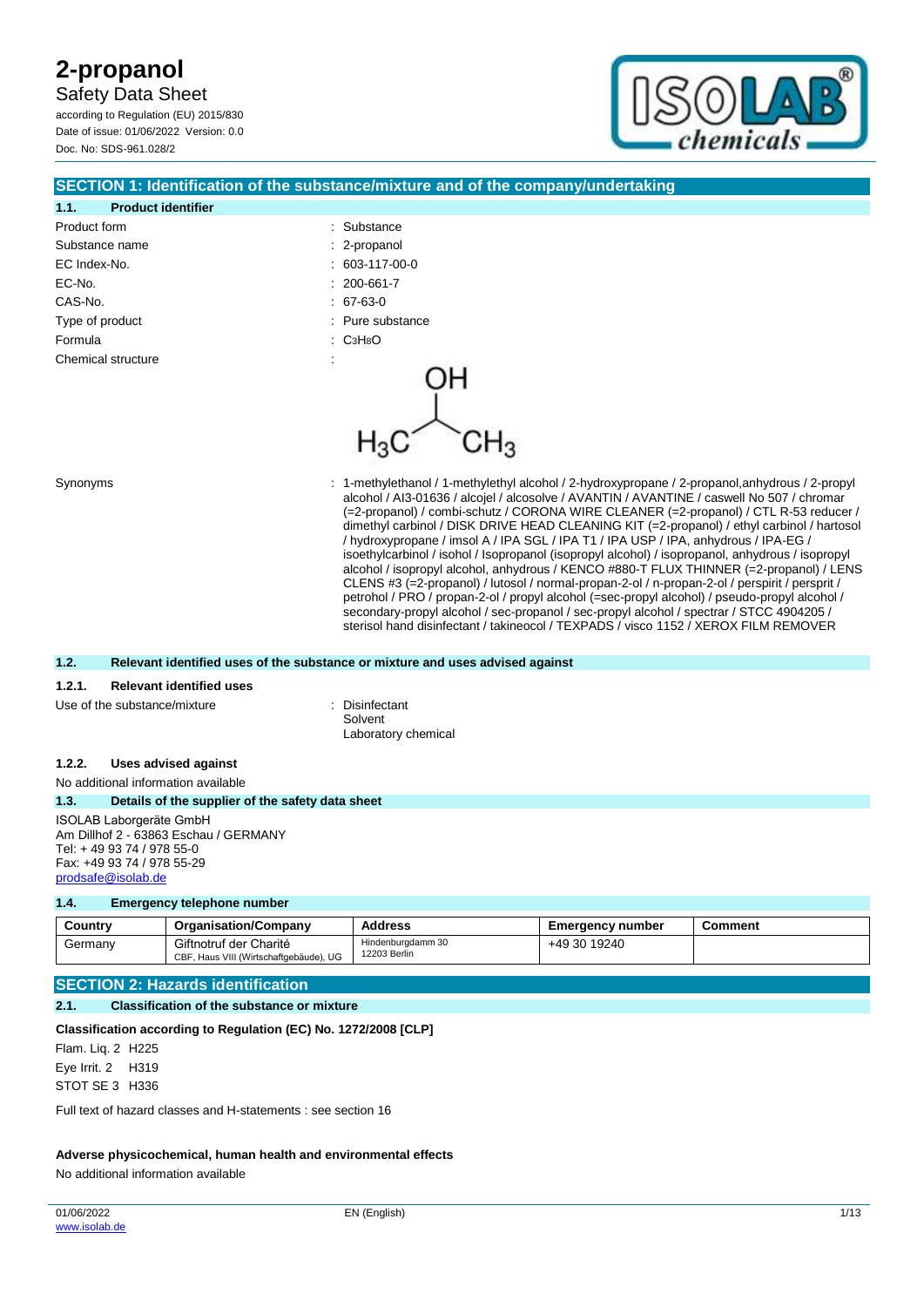# 2-propanol

Safety Data Sheet

according to Regulation (EU) 2015/830
Date of issue: 01/06/2022 Version: 0.0
Doc. No: SDS-961.028/2

## SECTION 1: Identification of the substance/mixture and of the company/undertaking

### 1.1. Product identifier

| | |
|---|---|
| Product form | : Substance |
| Substance name | : 2-propanol |
| EC Index-No. | : 603-117-00-0 |
| EC-No. | : 200-661-7 |
| CAS-No. | : 67-63-0 |
| Type of product | : Pure substance |
| Formula | : $C_3H_8O$ |
| Chemical structure | : |
| Synonyms | : 1-methylethanol / 1-methylethyl alcohol / 2-hydroxypropane / 2-propanol,anhydrous / 2-propyl alcohol / AI3-01636 / alcojel / alcosolve / AVANTIN / AVANTINE / caswell No 507 / chromar (=2-propanol) / combi-schutz / CORONA WIRE CLEANER (=2-propanol) / CTL R-53 reducer / dimethyl carbinol / DISK DRIVE HEAD CLEANING KIT (=2-propanol) / ethyl carbinol / hartosol / hydroxypropane / imsol A / IPA SGL / IPA T1 / IPA USP / IPA, anhydrous / IPA-EG / isoethylcarbinol / isohol / Isopropanol (isopropyl alcohol) / isopropanol, anhydrous / isopropyl alcohol / isopropyl alcohol, anhydrous / KENCO #880-T FLUX THINNER (=2-propanol) / LENS CLENS #3 (=2-propanol) / lutosol / normal-propan-2-ol / n-propan-2-ol / perspirit / persprit / petrohol / PRO / propan-2-ol / propyl alcohol (=sec-propyl alcohol) / pseudo-propyl alcohol / secondary-propyl alcohol / sec-propanol / sec-propyl alcohol / spectrar / STCC 4904205 / sterisol hand disinfectant / takineocol / TEXPADS / visco 1152 / XEROX FILM REMOVER |

### 1.2. Relevant identified uses of the substance or mixture and uses advised against

#### 1.2.1. Relevant identified uses

Use of the substance/mixture : Disinfectant
Solvent
Laboratory chemical

#### 1.2.2. Uses advised against

No additional information available

### 1.3. Details of the supplier of the safety data sheet

ISOLAB Laborgeräte GmbH
Am Dillhof 2 - 63863 Eschau / GERMANY
Tel: + 49 93 74 / 978 55-0
Fax: +49 93 74 / 978 55-29
prodsafe@isolab.de

### 1.4. Emergency telephone number

| Country | Organisation/Company | Address | Emergency number | Comment |
|---|---|---|---|---|
| Germany | Giftnotruf der Charité<br>CBF, Haus VIII (Wirtschaftgebäude), UG | Hindenburgdamm 30<br>12203 Berlin | +49 30 19240 | |

## SECTION 2: Hazards identification

### 2.1. Classification of the substance or mixture

**Classification according to Regulation (EC) No. 1272/2008 [CLP]**

Flam. Liq. 2 H225

Eye Irrit. 2 H319

STOT SE 3 H336

Full text of hazard classes and H-statements : see section 16

**Adverse physicochemical, human health and environmental effects**

No additional information available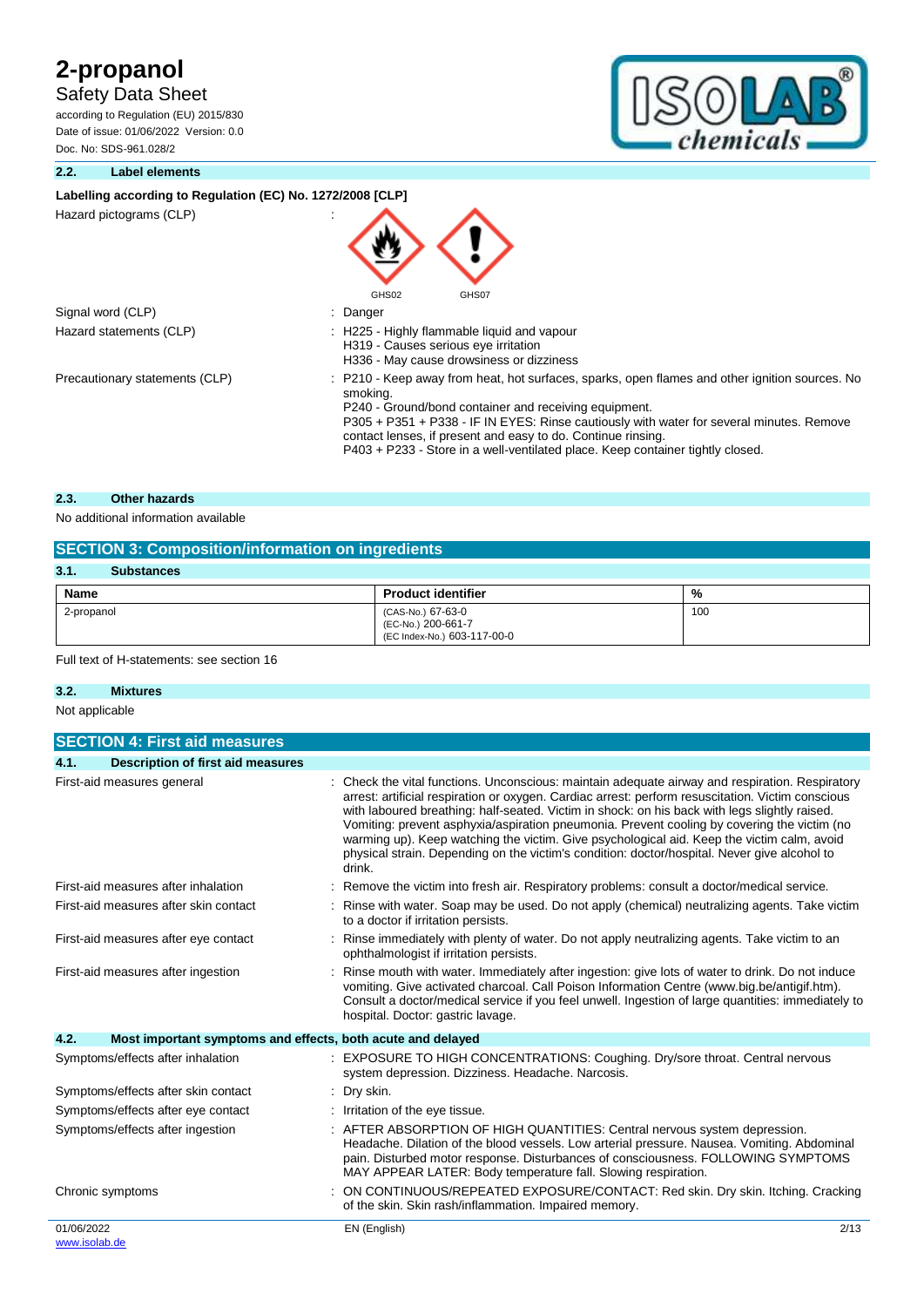### 2.2. Label elements

**Labelling according to Regulation (EC) No. 1272/2008 [CLP]**

| | |
|---|---|
| Hazard pictograms (CLP) | : GHS02 GHS07 |
| Signal word (CLP) | : Danger |
| Hazard statements (CLP) | : H225 - Highly flammable liquid and vapour<br>H319 - Causes serious eye irritation<br>H336 - May cause drowsiness or dizziness |
| Precautionary statements (CLP) | : P210 - Keep away from heat, hot surfaces, sparks, open flames and other ignition sources. No smoking.<br>P240 - Ground/bond container and receiving equipment.<br>P305 + P351 + P338 - IF IN EYES: Rinse cautiously with water for several minutes. Remove contact lenses, if present and easy to do. Continue rinsing.<br>P403 + P233 - Store in a well-ventilated place. Keep container tightly closed. |

### 2.3. Other hazards

No additional information available

## SECTION 3: Composition/information on ingredients

### 3.1. Substances

| Name | Product identifier | % |
|---|---|---|
| 2-propanol | (CAS-No.) 67-63-0<br>(EC-No.) 200-661-7<br>(EC Index-No.) 603-117-00-0 | 100 |

Full text of H-statements: see section 16

### 3.2. Mixtures

Not applicable

## SECTION 4: First aid measures

### 4.1. Description of first aid measures

| | |
|---|---|
| First-aid measures general | : Check the vital functions. Unconscious: maintain adequate airway and respiration. Respiratory arrest: artificial respiration or oxygen. Cardiac arrest: perform resuscitation. Victim conscious with laboured breathing: half-seated. Victim in shock: on his back with legs slightly raised. Vomiting: prevent asphyxia/aspiration pneumonia. Prevent cooling by covering the victim (no warming up). Keep watching the victim. Give psychological aid. Keep the victim calm, avoid physical strain. Depending on the victim's condition: doctor/hospital. Never give alcohol to drink. |
| First-aid measures after inhalation | : Remove the victim into fresh air. Respiratory problems: consult a doctor/medical service. |
| First-aid measures after skin contact | : Rinse with water. Soap may be used. Do not apply (chemical) neutralizing agents. Take victim to a doctor if irritation persists. |
| First-aid measures after eye contact | : Rinse immediately with plenty of water. Do not apply neutralizing agents. Take victim to an ophthalmologist if irritation persists. |
| First-aid measures after ingestion | : Rinse mouth with water. Immediately after ingestion: give lots of water to drink. Do not induce vomiting. Give activated charcoal. Call Poison Information Centre (www.big.be/antigif.htm). Consult a doctor/medical service if you feel unwell. Ingestion of large quantities: immediately to hospital. Doctor: gastric lavage. |

### 4.2. Most important symptoms and effects, both acute and delayed

| | |
|---|---|
| Symptoms/effects after inhalation | : EXPOSURE TO HIGH CONCENTRATIONS: Coughing. Dry/sore throat. Central nervous system depression. Dizziness. Headache. Narcosis. |
| Symptoms/effects after skin contact | : Dry skin. |
| Symptoms/effects after eye contact | : Irritation of the eye tissue. |
| Symptoms/effects after ingestion | : AFTER ABSORPTION OF HIGH QUANTITIES: Central nervous system depression. Headache. Dilation of the blood vessels. Low arterial pressure. Nausea. Vomiting. Abdominal pain. Disturbed motor response. Disturbances of consciousness. FOLLOWING SYMPTOMS MAY APPEAR LATER: Body temperature fall. Slowing respiration. |
| Chronic symptoms | : ON CONTINUOUS/REPEATED EXPOSURE/CONTACT: Red skin. Dry skin. Itching. Cracking of the skin. Skin rash/inflammation. Impaired memory. |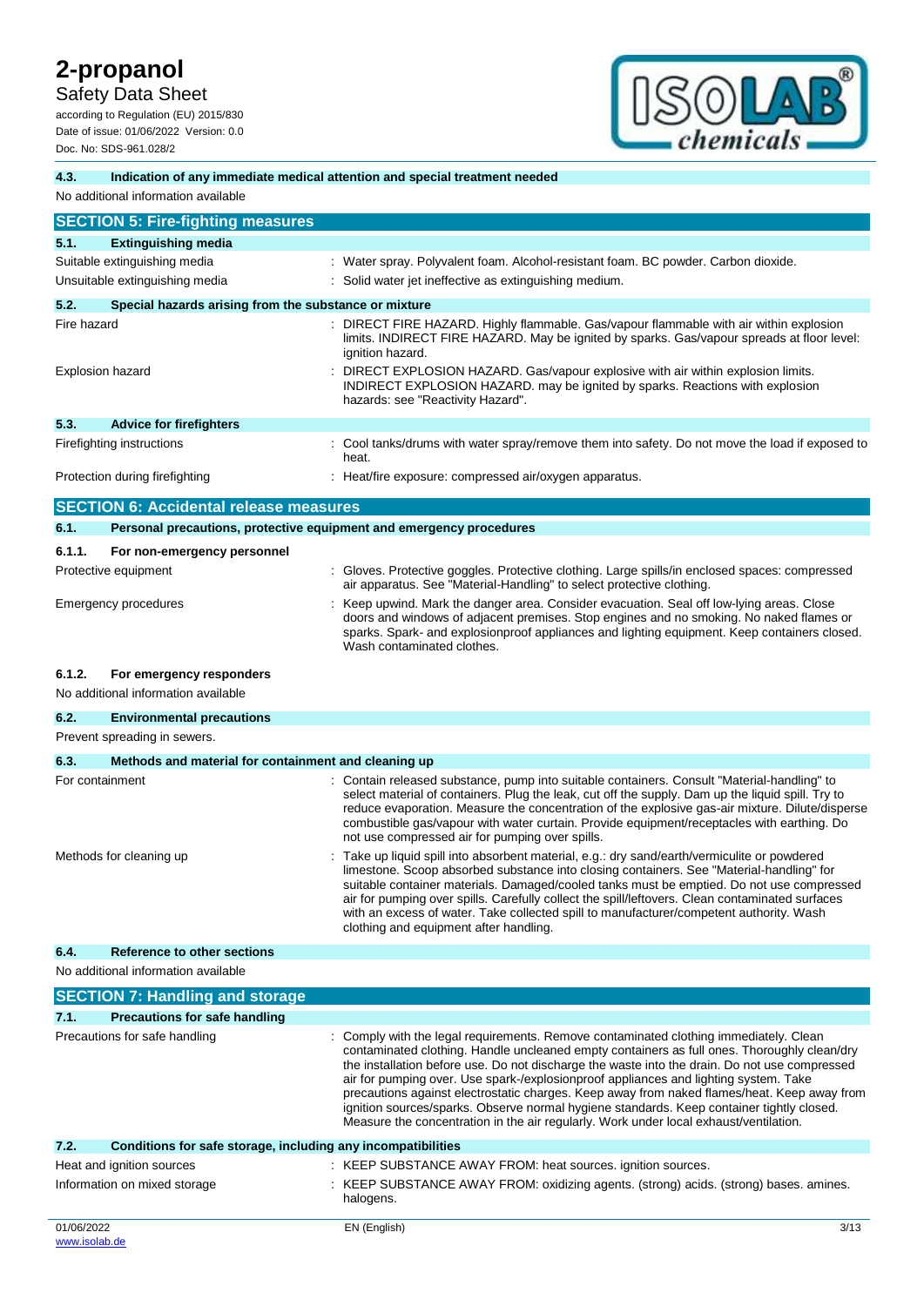#### 4.3. Indication of any immediate medical attention and special treatment needed

No additional information available

## SECTION 5: Fire-fighting measures

### 5.1. Extinguishing media

| | |
|---|---|
| Suitable extinguishing media | : Water spray. Polyvalent foam. Alcohol-resistant foam. BC powder. Carbon dioxide. |
| Unsuitable extinguishing media | : Solid water jet ineffective as extinguishing medium. |

### 5.2. Special hazards arising from the substance or mixture

| | |
|---|---|
| Fire hazard | : DIRECT FIRE HAZARD. Highly flammable. Gas/vapour flammable with air within explosion limits. INDIRECT FIRE HAZARD. May be ignited by sparks. Gas/vapour spreads at floor level: ignition hazard. |
| Explosion hazard | : DIRECT EXPLOSION HAZARD. Gas/vapour explosive with air within explosion limits. INDIRECT EXPLOSION HAZARD. may be ignited by sparks. Reactions with explosion hazards: see "Reactivity Hazard". |

### 5.3. Advice for firefighters

| | |
|---|---|
| Firefighting instructions | : Cool tanks/drums with water spray/remove them into safety. Do not move the load if exposed to heat. |
| Protection during firefighting | : Heat/fire exposure: compressed air/oxygen apparatus. |

## SECTION 6: Accidental release measures

### 6.1. Personal precautions, protective equipment and emergency procedures

#### 6.1.1. For non-emergency personnel

| | |
|---|---|
| Protective equipment | : Gloves. Protective goggles. Protective clothing. Large spills/in enclosed spaces: compressed air apparatus. See "Material-Handling" to select protective clothing. |
| Emergency procedures | : Keep upwind. Mark the danger area. Consider evacuation. Seal off low-lying areas. Close doors and windows of adjacent premises. Stop engines and no smoking. No naked flames or sparks. Spark- and explosionproof appliances and lighting equipment. Keep containers closed. Wash contaminated clothes. |

#### 6.1.2. For emergency responders

No additional information available

### 6.2. Environmental precautions

Prevent spreading in sewers.

### 6.3. Methods and material for containment and cleaning up

| | |
|---|---|
| For containment | : Contain released substance, pump into suitable containers. Consult "Material-handling" to select material of containers. Plug the leak, cut off the supply. Dam up the liquid spill. Try to reduce evaporation. Measure the concentration of the explosive gas-air mixture. Dilute/disperse combustible gas/vapour with water curtain. Provide equipment/receptacles with earthing. Do not use compressed air for pumping over spills. |
| Methods for cleaning up | : Take up liquid spill into absorbent material, e.g.: dry sand/earth/vermiculite or powdered limestone. Scoop absorbed substance into closing containers. See "Material-handling" for suitable container materials. Damaged/cooled tanks must be emptied. Do not use compressed air for pumping over spills. Carefully collect the spill/leftovers. Clean contaminated surfaces with an excess of water. Take collected spill to manufacturer/competent authority. Wash clothing and equipment after handling. |

### 6.4. Reference to other sections

No additional information available

## SECTION 7: Handling and storage

### 7.1. Precautions for safe handling

| | |
|---|---|
| Precautions for safe handling | : Comply with the legal requirements. Remove contaminated clothing immediately. Clean contaminated clothing. Handle uncleaned empty containers as full ones. Thoroughly clean/dry the installation before use. Do not discharge the waste into the drain. Do not use compressed air for pumping over. Use spark-/explosionproof appliances and lighting system. Take precautions against electrostatic charges. Keep away from naked flames/heat. Keep away from ignition sources/sparks. Observe normal hygiene standards. Keep container tightly closed. Measure the concentration in the air regularly. Work under local exhaust/ventilation. |

### 7.2. Conditions for safe storage, including any incompatibilities

| | |
|---|---|
| Heat and ignition sources | : KEEP SUBSTANCE AWAY FROM: heat sources. ignition sources. |
| Information on mixed storage | : KEEP SUBSTANCE AWAY FROM: oxidizing agents. (strong) acids. (strong) bases. amines. halogens. |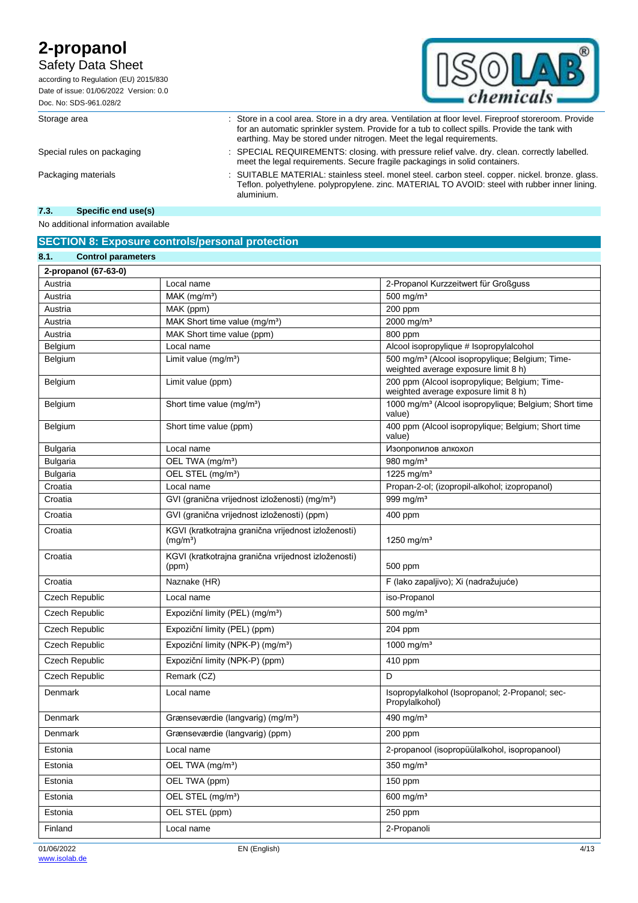| | | |
|---|---|---|
| Storage area | : | Store in a cool area. Store in a dry area. Ventilation at floor level. Fireproof storeroom. Provide for an automatic sprinkler system. Provide for a tub to collect spills. Provide the tank with earthing. May be stored under nitrogen. Meet the legal requirements. |
| Special rules on packaging | : | SPECIAL REQUIREMENTS: closing. with pressure relief valve. dry. clean. correctly labelled. meet the legal requirements. Secure fragile packagings in solid containers. |
| Packaging materials | : | SUITABLE MATERIAL: stainless steel. monel steel. carbon steel. copper. nickel. bronze. glass. Teflon. polyethylene. polypropylene. zinc. MATERIAL TO AVOID: steel with rubber inner lining. aluminium. |

### 7.3. Specific end use(s)

No additional information available

## SECTION 8: Exposure controls/personal protection

### 8.1. Control parameters

| 2-propanol (67-63-0) | | |
|---|---|---|
| Austria | Local name | 2-Propanol Kurzzeitwert für Großguss |
| Austria | MAK (mg/m³) | 500 mg/m³ |
| Austria | MAK (ppm) | 200 ppm |
| Austria | MAK Short time value (mg/m³) | 2000 mg/m³ |
| Austria | MAK Short time value (ppm) | 800 ppm |
| Belgium | Local name | Alcool isopropylique # Isopropylalcohol |
| Belgium | Limit value (mg/m³) | 500 mg/m³ (Alcool isopropylique; Belgium; Time-weighted average exposure limit 8 h) |
| Belgium | Limit value (ppm) | 200 ppm (Alcool isopropylique; Belgium; Time-weighted average exposure limit 8 h) |
| Belgium | Short time value (mg/m³) | 1000 mg/m³ (Alcool isopropylique; Belgium; Short time value) |
| Belgium | Short time value (ppm) | 400 ppm (Alcool isopropylique; Belgium; Short time value) |
| Bulgaria | Local name | Изопропилов алкохол |
| Bulgaria | OEL TWA (mg/m³) | 980 mg/m³ |
| Bulgaria | OEL STEL (mg/m³) | 1225 mg/m³ |
| Croatia | Local name | Propan-2-ol; (izopropil-alkohol; izopropanol) |
| Croatia | GVI (granična vrijednost izloženosti) (mg/m³) | 999 mg/m³ |
| Croatia | GVI (granična vrijednost izloženosti) (ppm) | 400 ppm |
| Croatia | KGVI (kratkotrajna granična vrijednost izloženosti) (mg/m³) | 1250 mg/m³ |
| Croatia | KGVI (kratkotrajna granična vrijednost izloženosti) (ppm) | 500 ppm |
| Croatia | Naznake (HR) | F (lako zapaljivo); Xi (nadražujuće) |
| Czech Republic | Local name | iso-Propanol |
| Czech Republic | Expoziční limity (PEL) (mg/m³) | 500 mg/m³ |
| Czech Republic | Expoziční limity (PEL) (ppm) | 204 ppm |
| Czech Republic | Expoziční limity (NPK-P) (mg/m³) | 1000 mg/m³ |
| Czech Republic | Expoziční limity (NPK-P) (ppm) | 410 ppm |
| Czech Republic | Remark (CZ) | D |
| Denmark | Local name | Isopropylalkohol (Isopropanol; 2-Propanol; sec-Propylalkohol) |
| Denmark | Grænseværdie (langvarig) (mg/m³) | 490 mg/m³ |
| Denmark | Grænseværdie (langvarig) (ppm) | 200 ppm |
| Estonia | Local name | 2-propanool (isopropüülalkohol, isopropanool) |
| Estonia | OEL TWA (mg/m³) | 350 mg/m³ |
| Estonia | OEL TWA (ppm) | 150 ppm |
| Estonia | OEL STEL (mg/m³) | 600 mg/m³ |
| Estonia | OEL STEL (ppm) | 250 ppm |
| Finland | Local name | 2-Propanoli |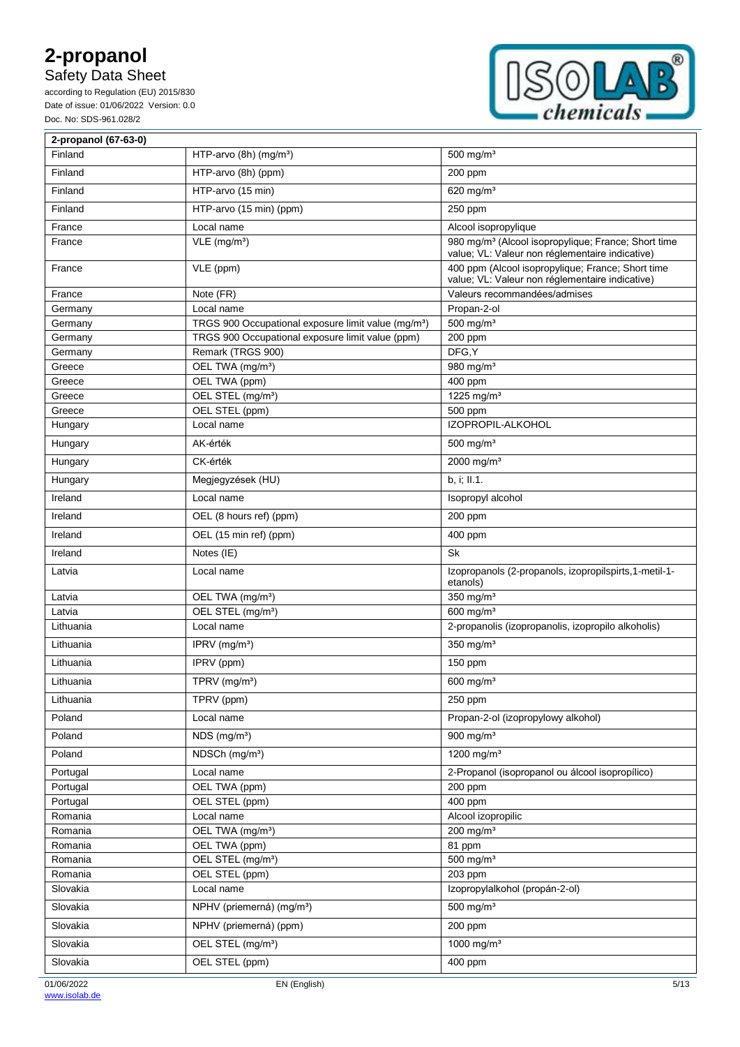| 2-propanol (67-63-0) | | |
|---|---|---|
| Finland | HTP-arvo (8h) (mg/m³) | 500 mg/m³ |
| Finland | HTP-arvo (8h) (ppm) | 200 ppm |
| Finland | HTP-arvo (15 min) | 620 mg/m³ |
| Finland | HTP-arvo (15 min) (ppm) | 250 ppm |
| France | Local name | Alcool isopropylique |
| France | VLE (mg/m³) | 980 mg/m³ (Alcool isopropylique; France; Short time value; VL: Valeur non réglementaire indicative) |
| France | VLE (ppm) | 400 ppm (Alcool isopropylique; France; Short time value; VL: Valeur non réglementaire indicative) |
| France | Note (FR) | Valeurs recommandées/admises |
| Germany | Local name | Propan-2-ol |
| Germany | TRGS 900 Occupational exposure limit value (mg/m³) | 500 mg/m³ |
| Germany | TRGS 900 Occupational exposure limit value (ppm) | 200 ppm |
| Germany | Remark (TRGS 900) | DFG,Y |
| Greece | OEL TWA (mg/m³) | 980 mg/m³ |
| Greece | OEL TWA (ppm) | 400 ppm |
| Greece | OEL STEL (mg/m³) | 1225 mg/m³ |
| Greece | OEL STEL (ppm) | 500 ppm |
| Hungary | Local name | IZOPROPIL-ALKOHOL |
| Hungary | AK-érték | 500 mg/m³ |
| Hungary | CK-érték | 2000 mg/m³ |
| Hungary | Megjegyzések (HU) | b, i; II.1. |
| Ireland | Local name | Isopropyl alcohol |
| Ireland | OEL (8 hours ref) (ppm) | 200 ppm |
| Ireland | OEL (15 min ref) (ppm) | 400 ppm |
| Ireland | Notes (IE) | Sk |
| Latvia | Local name | Izopropanols (2-propanols, izopropilspirts,1-metil-1-etanols) |
| Latvia | OEL TWA (mg/m³) | 350 mg/m³ |
| Latvia | OEL STEL (mg/m³) | 600 mg/m³ |
| Lithuania | Local name | 2-propanolis (izopropanolis, izopropilo alkoholis) |
| Lithuania | IPRV (mg/m³) | 350 mg/m³ |
| Lithuania | IPRV (ppm) | 150 ppm |
| Lithuania | TPRV (mg/m³) | 600 mg/m³ |
| Lithuania | TPRV (ppm) | 250 ppm |
| Poland | Local name | Propan-2-ol (izopropylowy alkohol) |
| Poland | NDS (mg/m³) | 900 mg/m³ |
| Poland | NDSCh (mg/m³) | 1200 mg/m³ |
| Portugal | Local name | 2-Propanol (isopropanol ou álcool isopropílico) |
| Portugal | OEL TWA (ppm) | 200 ppm |
| Portugal | OEL STEL (ppm) | 400 ppm |
| Romania | Local name | Alcool izopropilic |
| Romania | OEL TWA (mg/m³) | 200 mg/m³ |
| Romania | OEL TWA (ppm) | 81 ppm |
| Romania | OEL STEL (mg/m³) | 500 mg/m³ |
| Romania | OEL STEL (ppm) | 203 ppm |
| Slovakia | Local name | Izopropylalkohol (propán-2-ol) |
| Slovakia | NPHV (priemerná) (mg/m³) | 500 mg/m³ |
| Slovakia | NPHV (priemerná) (ppm) | 200 ppm |
| Slovakia | OEL STEL (mg/m³) | 1000 mg/m³ |
| Slovakia | OEL STEL (ppm) | 400 ppm |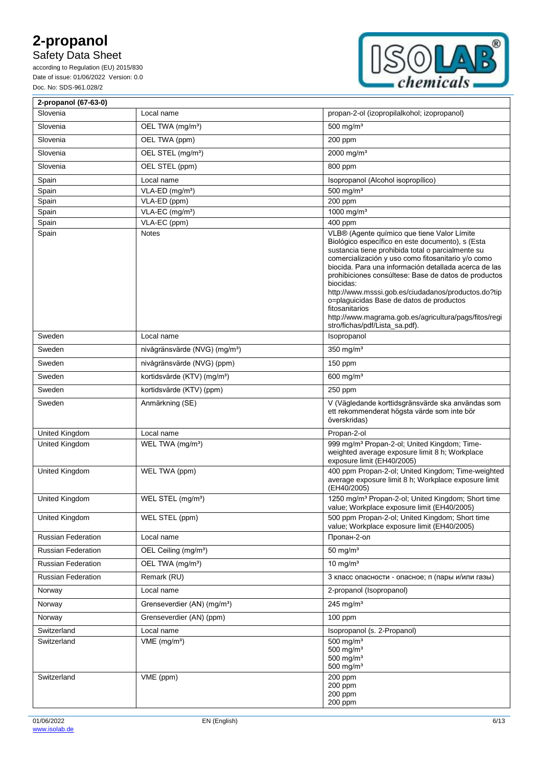| 2-propanol (67-63-0) | | |
|---|---|---|
| Slovenia | Local name | propan-2-ol (izopropilalkohol; izopropanol) |
| Slovenia | OEL TWA (mg/m³) | 500 mg/m³ |
| Slovenia | OEL TWA (ppm) | 200 ppm |
| Slovenia | OEL STEL (mg/m³) | 2000 mg/m³ |
| Slovenia | OEL STEL (ppm) | 800 ppm |
| Spain | Local name | Isopropanol (Alcohol isopropílico) |
| Spain | VLA-ED (mg/m³) | 500 mg/m³ |
| Spain | VLA-ED (ppm) | 200 ppm |
| Spain | VLA-EC (mg/m³) | 1000 mg/m³ |
| Spain | VLA-EC (ppm) | 400 ppm |
| Spain | Notes | VLB® (Agente químico que tiene Valor Límite Biológico específico en este documento), s (Esta sustancia tiene prohibida total o parcialmente su comercialización y uso como fitosanitario y/o como biocida. Para una información detallada acerca de las prohibiciones consúltese: Base de datos de productos biocidas: http://www.msssi.gob.es/ciudadanos/productos.do?tipo=plaguicidas Base de datos de productos fitosanitarios http://www.magrama.gob.es/agricultura/pags/fitos/registro/fichas/pdf/Lista_sa.pdf). |
| Sweden | Local name | Isopropanol |
| Sweden | nivågränsvärde (NVG) (mg/m³) | 350 mg/m³ |
| Sweden | nivågränsvärde (NVG) (ppm) | 150 ppm |
| Sweden | kortidsvärde (KTV) (mg/m³) | 600 mg/m³ |
| Sweden | kortidsvärde (KTV) (ppm) | 250 ppm |
| Sweden | Anmärkning (SE) | V (Vägledande korttidsgränsvärde ska användas som ett rekommenderat högsta värde som inte bör överskridas) |
| United Kingdom | Local name | Propan-2-ol |
| United Kingdom | WEL TWA (mg/m³) | 999 mg/m³ Propan-2-ol; United Kingdom; Time-weighted average exposure limit 8 h; Workplace exposure limit (EH40/2005) |
| United Kingdom | WEL TWA (ppm) | 400 ppm Propan-2-ol; United Kingdom; Time-weighted average exposure limit 8 h; Workplace exposure limit (EH40/2005) |
| United Kingdom | WEL STEL (mg/m³) | 1250 mg/m³ Propan-2-ol; United Kingdom; Short time value; Workplace exposure limit (EH40/2005) |
| United Kingdom | WEL STEL (ppm) | 500 ppm Propan-2-ol; United Kingdom; Short time value; Workplace exposure limit (EH40/2005) |
| Russian Federation | Local name | Пропан-2-ол |
| Russian Federation | OEL Ceiling (mg/m³) | 50 mg/m³ |
| Russian Federation | OEL TWA (mg/m³) | 10 mg/m³ |
| Russian Federation | Remark (RU) | 3 класс опасности - опасное; п (пары и/или газы) |
| Norway | Local name | 2-propanol (Isopropanol) |
| Norway | Grenseverdier (AN) (mg/m³) | 245 mg/m³ |
| Norway | Grenseverdier (AN) (ppm) | 100 ppm |
| Switzerland | Local name | Isopropanol (s. 2-Propanol) |
| Switzerland | VME (mg/m³) | 500 mg/m³<br>500 mg/m³<br>500 mg/m³<br>500 mg/m³ |
| Switzerland | VME (ppm) | 200 ppm<br>200 ppm<br>200 ppm<br>200 ppm |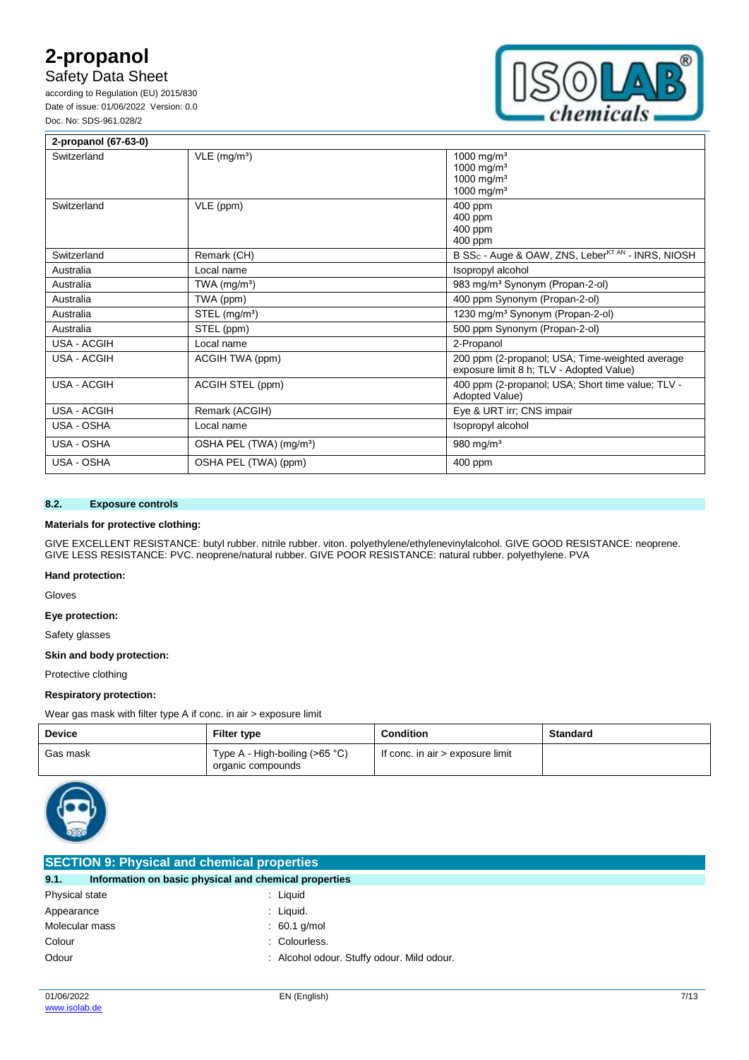| 2-propanol (67-63-0) | | |
|---|---|---|
| Switzerland | VLE (mg/m³) | 1000 mg/m³<br>1000 mg/m³<br>1000 mg/m³<br>1000 mg/m³ |
| Switzerland | VLE (ppm) | 400 ppm<br>400 ppm<br>400 ppm<br>400 ppm |
| Switzerland | Remark (CH) | B $SS_C$ - Auge & OAW, ZNS, Leber[KT AN] - INRS, NIOSH |
| Australia | Local name | Isopropyl alcohol |
| Australia | TWA (mg/m³) | 983 mg/m³ Synonym (Propan-2-ol) |
| Australia | TWA (ppm) | 400 ppm Synonym (Propan-2-ol) |
| Australia | STEL (mg/m³) | 1230 mg/m³ Synonym (Propan-2-ol) |
| Australia | STEL (ppm) | 500 ppm Synonym (Propan-2-ol) |
| USA - ACGIH | Local name | 2-Propanol |
| USA - ACGIH | ACGIH TWA (ppm) | 200 ppm (2-propanol; USA; Time-weighted average exposure limit 8 h; TLV - Adopted Value) |
| USA - ACGIH | ACGIH STEL (ppm) | 400 ppm (2-propanol; USA; Short time value; TLV - Adopted Value) |
| USA - ACGIH | Remark (ACGIH) | Eye & URT irr; CNS impair |
| USA - OSHA | Local name | Isopropyl alcohol |
| USA - OSHA | OSHA PEL (TWA) (mg/m³) | 980 mg/m³ |
| USA - OSHA | OSHA PEL (TWA) (ppm) | 400 ppm |

### 8.2. Exposure controls

**Materials for protective clothing:**

GIVE EXCELLENT RESISTANCE: butyl rubber. nitrile rubber. viton. polyethylene/ethylenevinylalcohol. GIVE GOOD RESISTANCE: neoprene. GIVE LESS RESISTANCE: PVC. neoprene/natural rubber. GIVE POOR RESISTANCE: natural rubber. polyethylene. PVA

**Hand protection:**

Gloves

**Eye protection:**

Safety glasses

**Skin and body protection:**

Protective clothing

**Respiratory protection:**

Wear gas mask with filter type A if conc. in air > exposure limit

| Device | Filter type | Condition | Standard |
|---|---|---|---|
| Gas mask | Type A - High-boiling (>65 °C) organic compounds | If conc. in air > exposure limit | |

## SECTION 9: Physical and chemical properties

### 9.1. Information on basic physical and chemical properties

| | |
|---|---|
| Physical state | : Liquid |
| Appearance | : Liquid. |
| Molecular mass | : 60.1 g/mol |
| Colour | : Colourless. |
| Odour | : Alcohol odour. Stuffy odour. Mild odour. |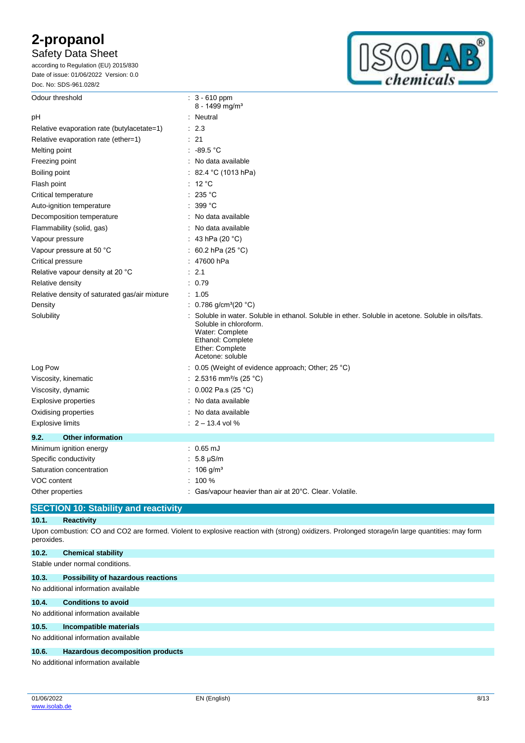| | |
|---|---|
| Odour threshold | : 3 - 610 ppm<br>8 - 1499 mg/m³ |
| pH | : Neutral |
| Relative evaporation rate (butylacetate=1) | : 2.3 |
| Relative evaporation rate (ether=1) | : 21 |
| Melting point | : -89.5 °C |
| Freezing point | : No data available |
| Boiling point | : 82.4 °C (1013 hPa) |
| Flash point | : 12 °C |
| Critical temperature | : 235 °C |
| Auto-ignition temperature | : 399 °C |
| Decomposition temperature | : No data available |
| Flammability (solid, gas) | : No data available |
| Vapour pressure | : 43 hPa (20 °C) |
| Vapour pressure at 50 °C | : 60.2 hPa (25 °C) |
| Critical pressure | : 47600 hPa |
| Relative vapour density at 20 °C | : 2.1 |
| Relative density | : 0.79 |
| Relative density of saturated gas/air mixture | : 1.05 |
| Density | : 0.786 g/cm³(20 °C) |
| Solubility | : Soluble in water. Soluble in ethanol. Soluble in ether. Soluble in acetone. Soluble in oils/fats. Soluble in chloroform.<br>Water: Complete<br>Ethanol: Complete<br>Ether: Complete<br>Acetone: soluble |
| Log Pow | : 0.05 (Weight of evidence approach; Other; 25 °C) |
| Viscosity, kinematic | : 2.5316 mm²/s (25 °C) |
| Viscosity, dynamic | : 0.002 Pa.s (25 °C) |
| Explosive properties | : No data available |
| Oxidising properties | : No data available |
| Explosive limits | : 2 – 13.4 vol % |

### 9.2. Other information

| | |
|---|---|
| Minimum ignition energy | : 0.65 mJ |
| Specific conductivity | : 5.8 µS/m |
| Saturation concentration | : 106 g/m³ |
| VOC content | : 100 % |
| Other properties | : Gas/vapour heavier than air at 20°C. Clear. Volatile. |

## SECTION 10: Stability and reactivity

### 10.1. Reactivity

Upon combustion: CO and $CO_2$ are formed. Violent to explosive reaction with (strong) oxidizers. Prolonged storage/in large quantities: may form peroxides.

### 10.2. Chemical stability

Stable under normal conditions.

### 10.3. Possibility of hazardous reactions

No additional information available

### 10.4. Conditions to avoid

No additional information available

### 10.5. Incompatible materials

No additional information available

### 10.6. Hazardous decomposition products

No additional information available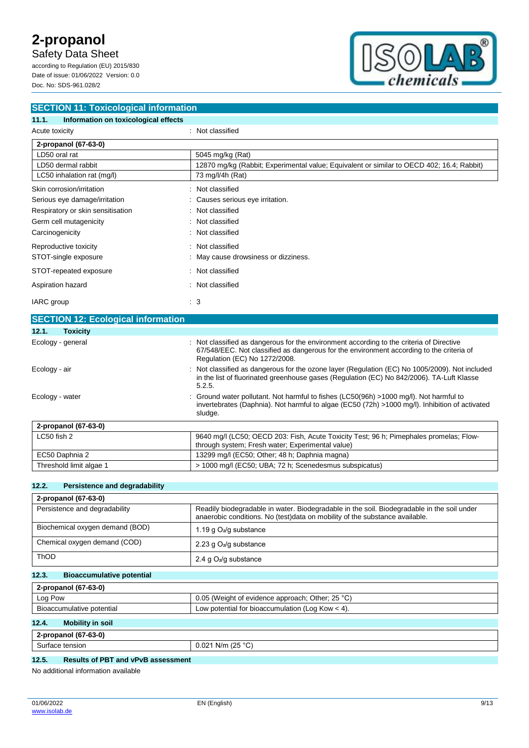## SECTION 11: Toxicological information

### 11.1. Information on toxicological effects

Acute toxicity : Not classified

| 2-propanol (67-63-0) | |
|---|---|
| LD50 oral rat | 5045 mg/kg (Rat) |
| LD50 dermal rabbit | 12870 mg/kg (Rabbit; Experimental value; Equivalent or similar to OECD 402; 16.4; Rabbit) |
| LC50 inhalation rat (mg/l) | 73 mg/l/4h (Rat) |

| | |
|---|---|
| Skin corrosion/irritation | : Not classified |
| Serious eye damage/irritation | : Causes serious eye irritation. |
| Respiratory or skin sensitisation | : Not classified |
| Germ cell mutagenicity | : Not classified |
| Carcinogenicity | : Not classified |
| Reproductive toxicity | : Not classified |
| STOT-single exposure | : May cause drowsiness or dizziness. |
| STOT-repeated exposure | : Not classified |
| Aspiration hazard | : Not classified |
| IARC group | : 3 |

## SECTION 12: Ecological information

### 12.1. Toxicity

| | |
|---|---|
| Ecology - general | : Not classified as dangerous for the environment according to the criteria of Directive 67/548/EEC. Not classified as dangerous for the environment according to the criteria of Regulation (EC) No 1272/2008. |
| Ecology - air | : Not classified as dangerous for the ozone layer (Regulation (EC) No 1005/2009). Not included in the list of fluorinated greenhouse gases (Regulation (EC) No 842/2006). TA-Luft Klasse 5.2.5. |
| Ecology - water | : Ground water pollutant. Not harmful to fishes (LC50(96h) >1000 mg/l). Not harmful to invertebrates (Daphnia). Not harmful to algae (EC50 (72h) >1000 mg/l). Inhibition of activated sludge. |

| 2-propanol (67-63-0) | |
|---|---|
| LC50 fish 2 | 9640 mg/l (LC50; OECD 203: Fish, Acute Toxicity Test; 96 h; Pimephales promelas; Flow-through system; Fresh water; Experimental value) |
| EC50 Daphnia 2 | 13299 mg/l (EC50; Other; 48 h; Daphnia magna) |
| Threshold limit algae 1 | > 1000 mg/l (EC50; UBA; 72 h; Scenedesmus subspicatus) |

### 12.2. Persistence and degradability

| 2-propanol (67-63-0) | |
|---|---|
| Persistence and degradability | Readily biodegradable in water. Biodegradable in the soil. Biodegradable in the soil under anaerobic conditions. No (test)data on mobility of the substance available. |
| Biochemical oxygen demand (BOD) | 1.19 g $O_2$/g substance |
| Chemical oxygen demand (COD) | 2.23 g $O_2$/g substance |
| ThOD | 2.4 g $O_2$/g substance |

### 12.3. Bioaccumulative potential

| 2-propanol (67-63-0) | |
|---|---|
| Log Pow | 0.05 (Weight of evidence approach; Other; 25 °C) |
| Bioaccumulative potential | Low potential for bioaccumulation (Log Kow < 4). |

### 12.4. Mobility in soil

| 2-propanol (67-63-0) | |
|---|---|
| Surface tension | 0.021 N/m (25 °C) |

### 12.5. Results of PBT and vPvB assessment

No additional information available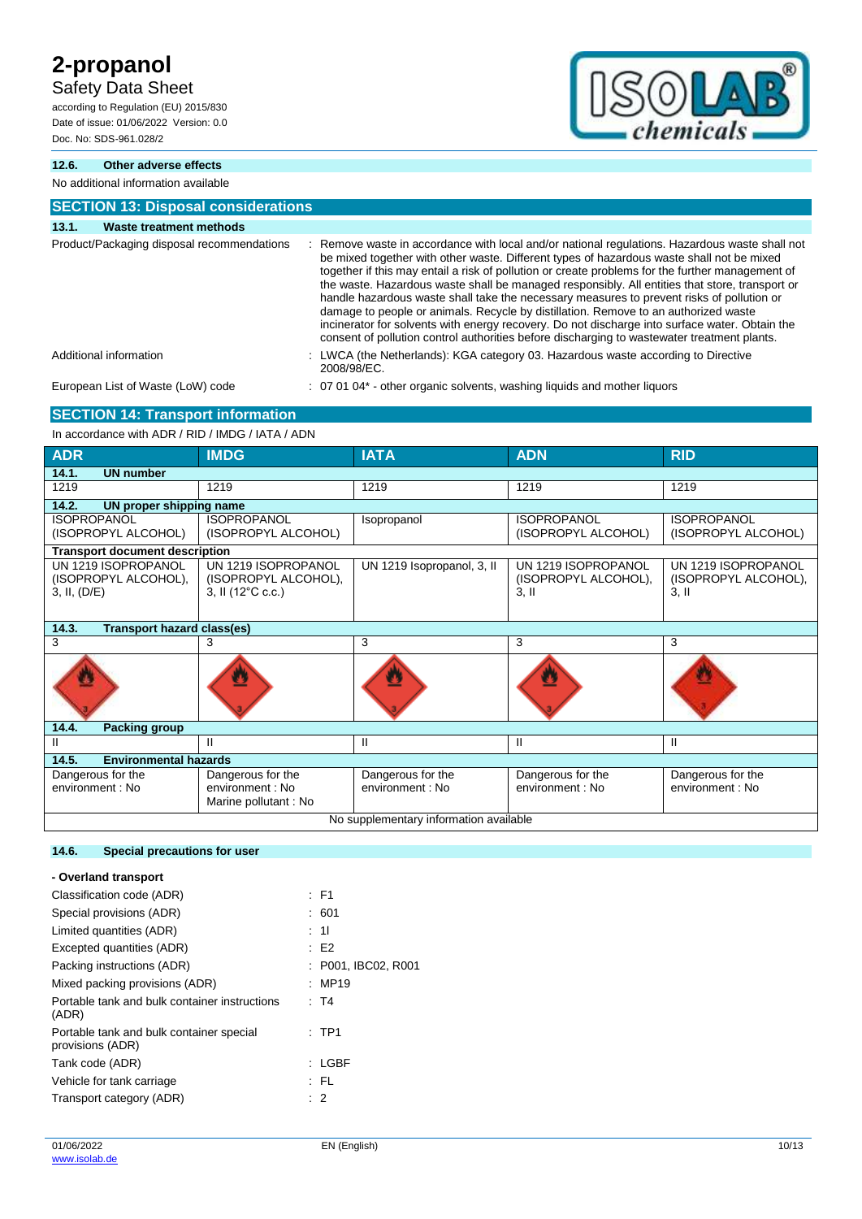### 12.6. Other adverse effects

No additional information available

## SECTION 13: Disposal considerations

### 13.1. Waste treatment methods

| | |
|---|---|
| Product/Packaging disposal recommendations | : Remove waste in accordance with local and/or national regulations. Hazardous waste shall not be mixed together with other waste. Different types of hazardous waste shall not be mixed together if this may entail a risk of pollution or create problems for the further management of the waste. Hazardous waste shall be managed responsibly. All entities that store, transport or handle hazardous waste shall take the necessary measures to prevent risks of pollution or damage to people or animals. Recycle by distillation. Remove to an authorized waste incinerator for solvents with energy recovery. Do not discharge into surface water. Obtain the consent of pollution control authorities before discharging to wastewater treatment plants. |
| Additional information | : LWCA (the Netherlands): KGA category 03. Hazardous waste according to Directive 2008/98/EC. |
| European List of Waste (LoW) code | : 07 01 04* - other organic solvents, washing liquids and mother liquors |

## SECTION 14: Transport information

In accordance with ADR / RID / IMDG / IATA / ADN

| ADR | IMDG | IATA | ADN | RID |
|---|---|---|---|---|
| **14.1. UN number** | | | | |
| 1219 | 1219 | 1219 | 1219 | 1219 |
| **14.2. UN proper shipping name** | | | | |
| ISOPROPANOL (ISOPROPYL ALCOHOL) | ISOPROPANOL (ISOPROPYL ALCOHOL) | Isopropanol | ISOPROPANOL (ISOPROPYL ALCOHOL) | ISOPROPANOL (ISOPROPYL ALCOHOL) |
| **Transport document description** | | | | |
| UN 1219 ISOPROPANOL (ISOPROPYL ALCOHOL), 3, II, (D/E) | UN 1219 ISOPROPANOL (ISOPROPYL ALCOHOL), 3, II (12°C c.c.) | UN 1219 Isopropanol, 3, II | UN 1219 ISOPROPANOL (ISOPROPYL ALCOHOL), 3, II | UN 1219 ISOPROPANOL (ISOPROPYL ALCOHOL), 3, II |
| **14.3. Transport hazard class(es)** | | | | |
| 3 | 3 | 3 | 3 | 3 |
| **14.4. Packing group** | | | | |
| II | II | II | II | II |
| **14.5. Environmental hazards** | | | | |
| Dangerous for the environment : No | Dangerous for the environment : No<br>Marine pollutant : No | Dangerous for the environment : No | Dangerous for the environment : No | Dangerous for the environment : No |
| No supplementary information available | | | | |

### 14.6. Special precautions for user

**- Overland transport**

| | |
|---|---|
| Classification code (ADR) | : F1 |
| Special provisions (ADR) | : 601 |
| Limited quantities (ADR) | : 1l |
| Excepted quantities (ADR) | : E2 |
| Packing instructions (ADR) | : P001, IBC02, R001 |
| Mixed packing provisions (ADR) | : MP19 |
| Portable tank and bulk container instructions (ADR) | : T4 |
| Portable tank and bulk container special provisions (ADR) | : TP1 |
| Tank code (ADR) | : LGBF |
| Vehicle for tank carriage | : FL |
| Transport category (ADR) | : 2 |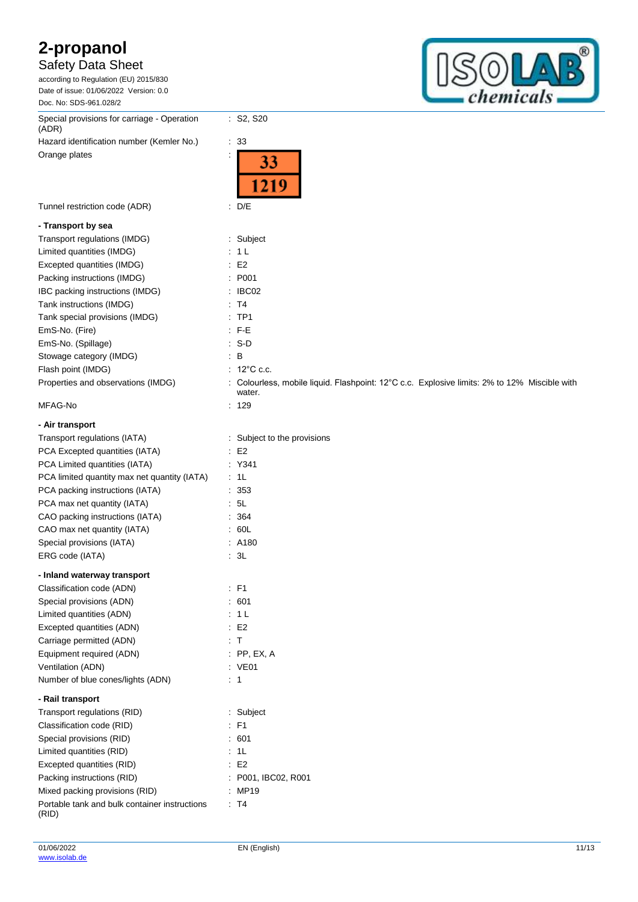| | |
|---|---|
| Special provisions for carriage - Operation (ADR) | : S2, S20 |
| Hazard identification number (Kemler No.) | : 33 |
| Orange plates | : 33 / 1219 |
| Tunnel restriction code (ADR) | : D/E |

**- Transport by sea**

| | |
|---|---|
| Transport regulations (IMDG) | : Subject |
| Limited quantities (IMDG) | : 1 L |
| Excepted quantities (IMDG) | : E2 |
| Packing instructions (IMDG) | : P001 |
| IBC packing instructions (IMDG) | : IBC02 |
| Tank instructions (IMDG) | : T4 |
| Tank special provisions (IMDG) | : TP1 |
| EmS-No. (Fire) | : F-E |
| EmS-No. (Spillage) | : S-D |
| Stowage category (IMDG) | : B |
| Flash point (IMDG) | : 12°C c.c. |
| Properties and observations (IMDG) | : Colourless, mobile liquid. Flashpoint: 12°C c.c. Explosive limits: 2% to 12% Miscible with water. |
| MFAG-No | : 129 |

**- Air transport**

| | |
|---|---|
| Transport regulations (IATA) | : Subject to the provisions |
| PCA Excepted quantities (IATA) | : E2 |
| PCA Limited quantities (IATA) | : Y341 |
| PCA limited quantity max net quantity (IATA) | : 1L |
| PCA packing instructions (IATA) | : 353 |
| PCA max net quantity (IATA) | : 5L |
| CAO packing instructions (IATA) | : 364 |
| CAO max net quantity (IATA) | : 60L |
| Special provisions (IATA) | : A180 |
| ERG code (IATA) | : 3L |

**- Inland waterway transport**

| | |
|---|---|
| Classification code (ADN) | : F1 |
| Special provisions (ADN) | : 601 |
| Limited quantities (ADN) | : 1 L |
| Excepted quantities (ADN) | : E2 |
| Carriage permitted (ADN) | : T |
| Equipment required (ADN) | : PP, EX, A |
| Ventilation (ADN) | : VE01 |
| Number of blue cones/lights (ADN) | : 1 |

**- Rail transport**

| | |
|---|---|
| Transport regulations (RID) | : Subject |
| Classification code (RID) | : F1 |
| Special provisions (RID) | : 601 |
| Limited quantities (RID) | : 1L |
| Excepted quantities (RID) | : E2 |
| Packing instructions (RID) | : P001, IBC02, R001 |
| Mixed packing provisions (RID) | : MP19 |
| Portable tank and bulk container instructions (RID) | : T4 |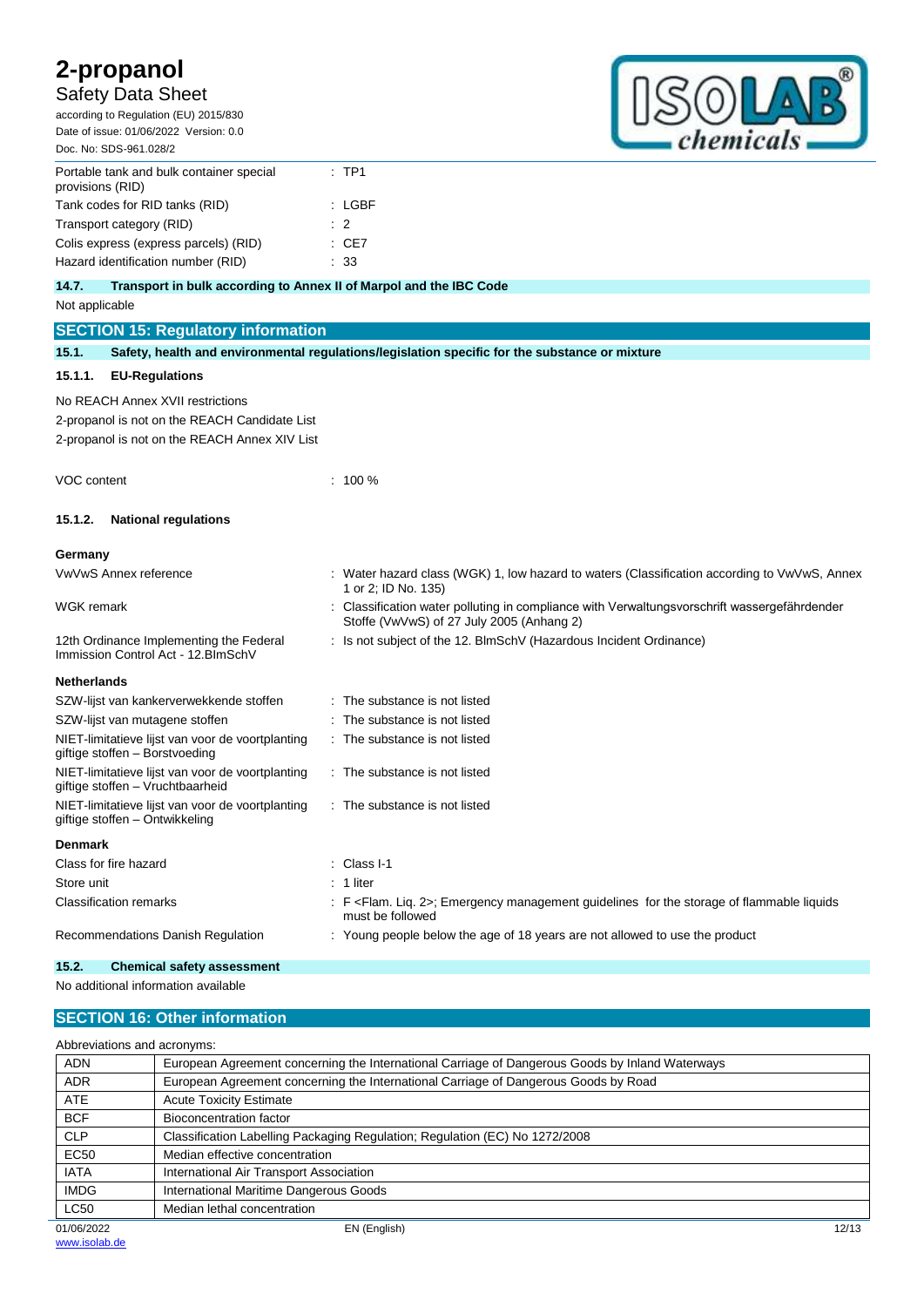| | |
|---|---|
| Portable tank and bulk container special provisions (RID) | : TP1 |
| Tank codes for RID tanks (RID) | : LGBF |
| Transport category (RID) | : 2 |
| Colis express (express parcels) (RID) | : CE7 |
| Hazard identification number (RID) | : 33 |

### 14.7. Transport in bulk according to Annex II of Marpol and the IBC Code

Not applicable

## SECTION 15: Regulatory information

### 15.1. Safety, health and environmental regulations/legislation specific for the substance or mixture

#### 15.1.1. EU-Regulations

No REACH Annex XVII restrictions

2-propanol is not on the REACH Candidate List

2-propanol is not on the REACH Annex XIV List

VOC content : 100 %

#### 15.1.2. National regulations

**Germany**

| | |
|---|---|
| VwVwS Annex reference | : Water hazard class (WGK) 1, low hazard to waters (Classification according to VwVwS, Annex 1 or 2; ID No. 135) |
| WGK remark | : Classification water polluting in compliance with Verwaltungsvorschrift wassergefährdender Stoffe (VwVwS) of 27 July 2005 (Anhang 2) |
| 12th Ordinance Implementing the Federal Immission Control Act - 12.BImSchV | : Is not subject of the 12. BlmSchV (Hazardous Incident Ordinance) |

**Netherlands**

| | |
|---|---|
| SZW-lijst van kankerverwekkende stoffen | : The substance is not listed |
| SZW-lijst van mutagene stoffen | : The substance is not listed |
| NIET-limitatieve lijst van voor de voortplanting giftige stoffen – Borstvoeding | : The substance is not listed |
| NIET-limitatieve lijst van voor de voortplanting giftige stoffen – Vruchtbaarheid | : The substance is not listed |
| NIET-limitatieve lijst van voor de voortplanting giftige stoffen – Ontwikkeling | : The substance is not listed |

**Denmark**

| | |
|---|---|
| Class for fire hazard | : Class I-1 |
| Store unit | : 1 liter |
| Classification remarks | : F <Flam. Liq. 2>; Emergency management guidelines for the storage of flammable liquids must be followed |
| Recommendations Danish Regulation | : Young people below the age of 18 years are not allowed to use the product |

### 15.2. Chemical safety assessment

No additional information available

## SECTION 16: Other information

Abbreviations and acronyms:

| | |
|---|---|
| ADN | European Agreement concerning the International Carriage of Dangerous Goods by Inland Waterways |
| ADR | European Agreement concerning the International Carriage of Dangerous Goods by Road |
| ATE | Acute Toxicity Estimate |
| BCF | Bioconcentration factor |
| CLP | Classification Labelling Packaging Regulation; Regulation (EC) No 1272/2008 |
| EC50 | Median effective concentration |
| IATA | International Air Transport Association |
| IMDG | International Maritime Dangerous Goods |
| LC50 | Median lethal concentration |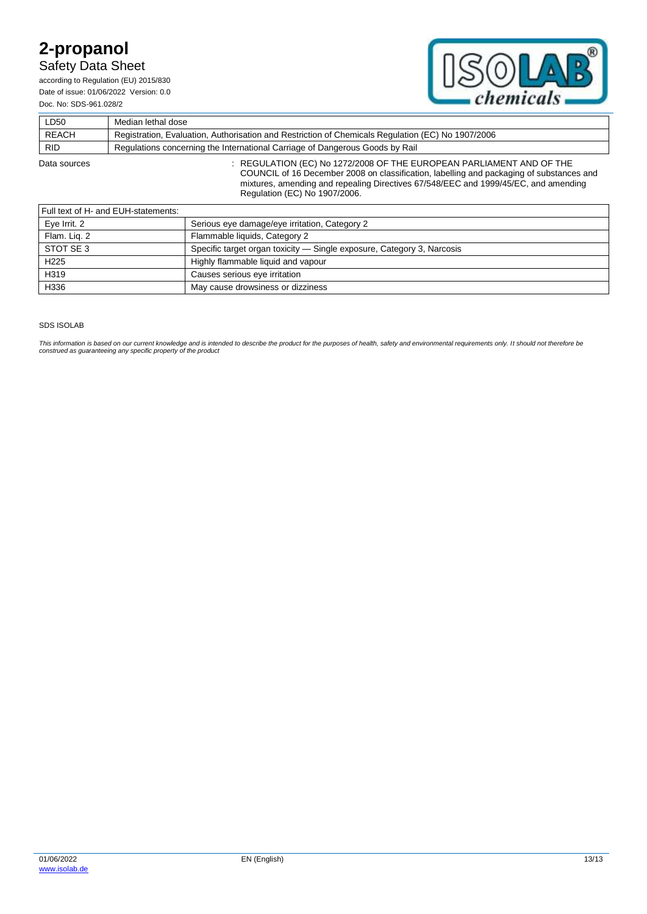| | |
|---|---|
| LD50 | Median lethal dose |
| REACH | Registration, Evaluation, Authorisation and Restriction of Chemicals Regulation (EC) No 1907/2006 |
| RID | Regulations concerning the International Carriage of Dangerous Goods by Rail |

Data sources : REGULATION (EC) No 1272/2008 OF THE EUROPEAN PARLIAMENT AND OF THE COUNCIL of 16 December 2008 on classification, labelling and packaging of substances and mixtures, amending and repealing Directives 67/548/EEC and 1999/45/EC, and amending Regulation (EC) No 1907/2006.

| Full text of H- and EUH-statements: | |
|---|---|
| Eye Irrit. 2 | Serious eye damage/eye irritation, Category 2 |
| Flam. Liq. 2 | Flammable liquids, Category 2 |
| STOT SE 3 | Specific target organ toxicity — Single exposure, Category 3, Narcosis |
| H225 | Highly flammable liquid and vapour |
| H319 | Causes serious eye irritation |
| H336 | May cause drowsiness or dizziness |

SDS ISOLAB

*This information is based on our current knowledge and is intended to describe the product for the purposes of health, safety and environmental requirements only. It should not therefore be construed as guaranteeing any specific property of the product*